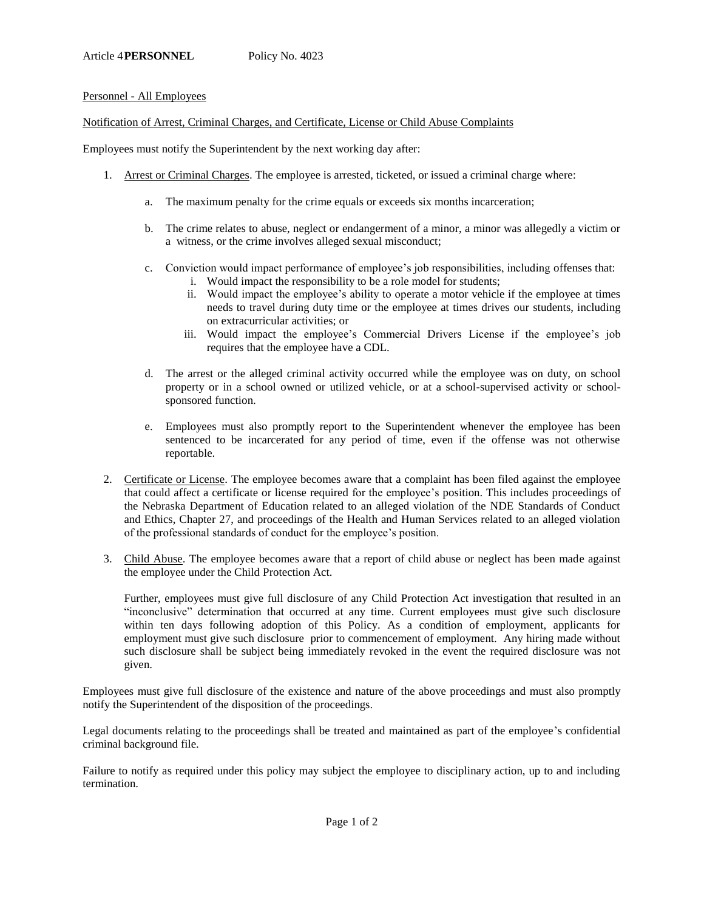Article 4 **PERSONNEL** Policy No. 4023

Personnel - All Employees

Notification of Arrest, Criminal Charges, and Certificate, License or Child Abuse Complaints

Employees must notify the Superintendent by the next working day after:

1. Arrest or Criminal Charges. The employee is arrested, ticketed, or issued a criminal charge where:

   a. The maximum penalty for the crime equals or exceeds six months incarceration;

   b. The crime relates to abuse, neglect or endangerment of a minor, a minor was allegedly a victim or a witness, or the crime involves alleged sexual misconduct;

   c. Conviction would impact performance of employee's job responsibilities, including offenses that:
      i. Would impact the responsibility to be a role model for students;
      ii. Would impact the employee's ability to operate a motor vehicle if the employee at times needs to travel during duty time or the employee at times drives our students, including on extracurricular activities; or
      iii. Would impact the employee's Commercial Drivers License if the employee's job requires that the employee have a CDL.

   d. The arrest or the alleged criminal activity occurred while the employee was on duty, on school property or in a school owned or utilized vehicle, or at a school-supervised activity or school-sponsored function.

   e. Employees must also promptly report to the Superintendent whenever the employee has been sentenced to be incarcerated for any period of time, even if the offense was not otherwise reportable.

2. Certificate or License. The employee becomes aware that a complaint has been filed against the employee that could affect a certificate or license required for the employee's position. This includes proceedings of the Nebraska Department of Education related to an alleged violation of the NDE Standards of Conduct and Ethics, Chapter 27, and proceedings of the Health and Human Services related to an alleged violation of the professional standards of conduct for the employee's position.

3. Child Abuse. The employee becomes aware that a report of child abuse or neglect has been made against the employee under the Child Protection Act.

   Further, employees must give full disclosure of any Child Protection Act investigation that resulted in an "inconclusive" determination that occurred at any time. Current employees must give such disclosure within ten days following adoption of this Policy. As a condition of employment, applicants for employment must give such disclosure prior to commencement of employment. Any hiring made without such disclosure shall be subject being immediately revoked in the event the required disclosure was not given.

Employees must give full disclosure of the existence and nature of the above proceedings and must also promptly notify the Superintendent of the disposition of the proceedings.

Legal documents relating to the proceedings shall be treated and maintained as part of the employee's confidential criminal background file.

Failure to notify as required under this policy may subject the employee to disciplinary action, up to and including termination.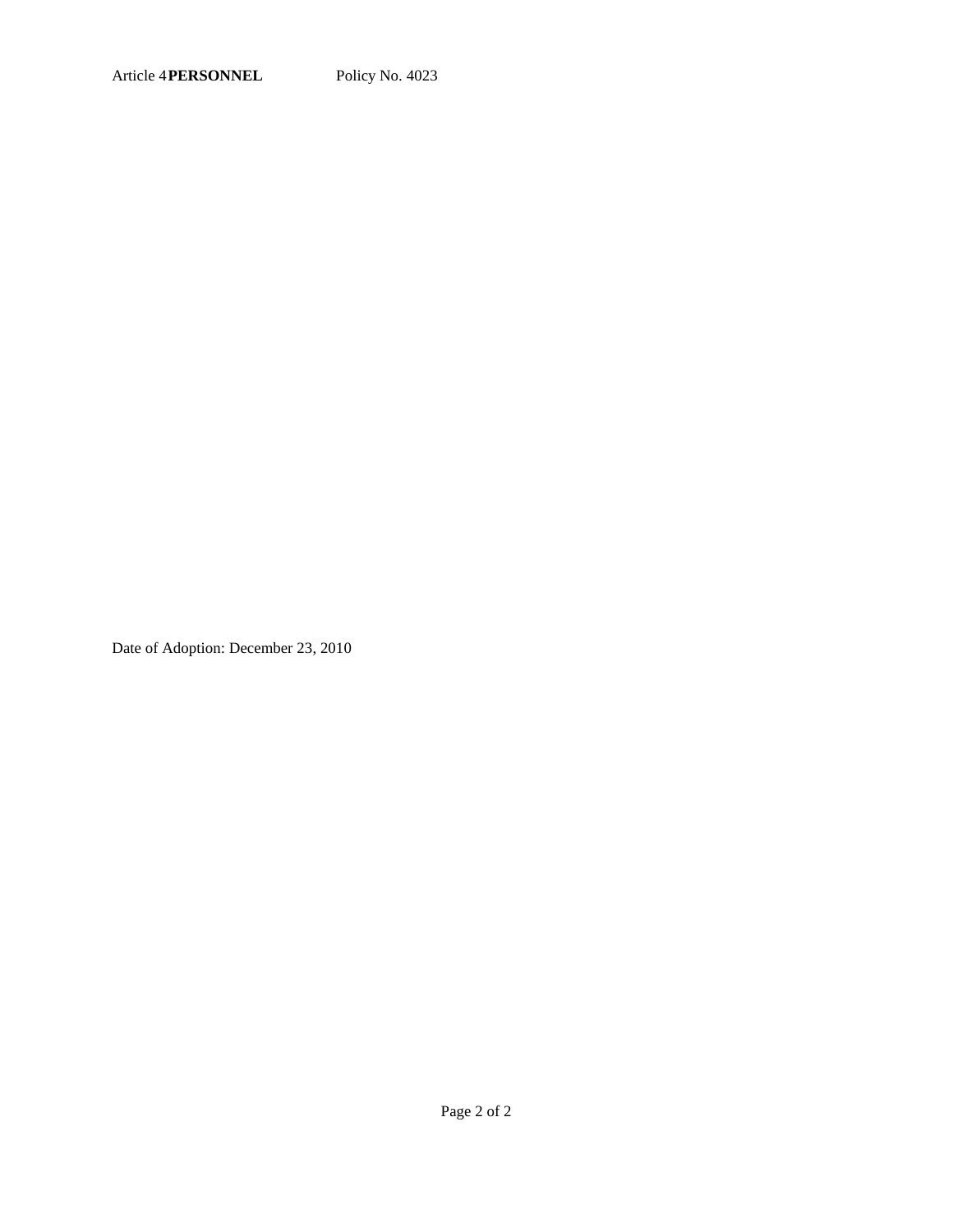Date of Adoption: December 23, 2010